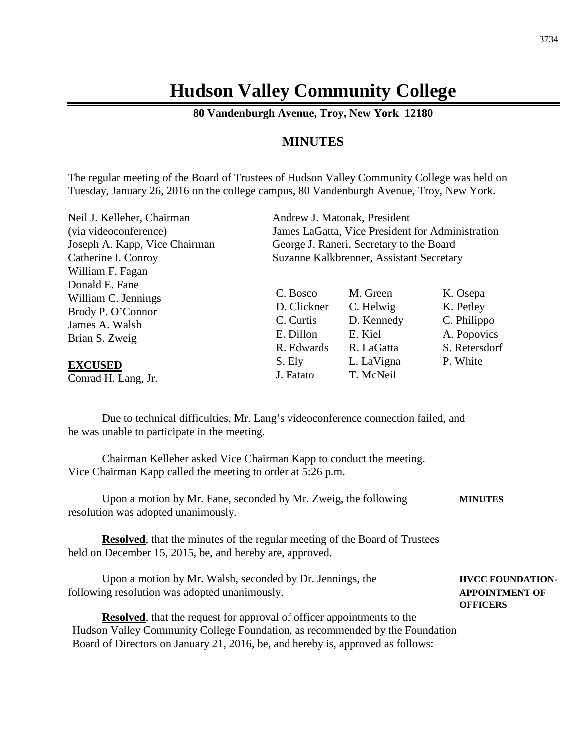# Hudson Valley Community College

**80 Vandenburgh Avenue, Troy, New York 12180**

## MINUTES

The regular meeting of the Board of Trustees of Hudson Valley Community College was held on Tuesday, January 26, 2016 on the college campus, 80 Vandenburgh Avenue, Troy, New York.

Neil J. Kelleher, Chairman
(via videoconference)
Joseph A. Kapp, Vice Chairman
Catherine I. Conroy
William F. Fagan
Donald E. Fane
William C. Jennings
Brody P. O'Connor
James A. Walsh
Brian S. Zweig

**EXCUSED**
Conrad H. Lang, Jr.

Andrew J. Matonak, President
James LaGatta, Vice President for Administration
George J. Raneri, Secretary to the Board
Suzanne Kalkbrenner, Assistant Secretary

| | | |
|---|---|---|
| C. Bosco | M. Green | K. Osepa |
| D. Clickner | C. Helwig | K. Petley |
| C. Curtis | D. Kennedy | C. Philippo |
| E. Dillon | E. Kiel | A. Popovics |
| R. Edwards | R. LaGatta | S. Retersdorf |
| S. Ely | L. LaVigna | P. White |
| J. Fatato | T. McNeil | |

Due to technical difficulties, Mr. Lang's videoconference connection failed, and he was unable to participate in the meeting.

Chairman Kelleher asked Vice Chairman Kapp to conduct the meeting. Vice Chairman Kapp called the meeting to order at 5:26 p.m.

**MINUTES**

Upon a motion by Mr. Fane, seconded by Mr. Zweig, the following resolution was adopted unanimously.

**Resolved**, that the minutes of the regular meeting of the Board of Trustees held on December 15, 2015, be, and hereby are, approved.

**HVCC FOUNDATION-APPOINTMENT OF OFFICERS**

Upon a motion by Mr. Walsh, seconded by Dr. Jennings, the following resolution was adopted unanimously.

**Resolved**, that the request for approval of officer appointments to the Hudson Valley Community College Foundation, as recommended by the Foundation Board of Directors on January 21, 2016, be, and hereby is, approved as follows: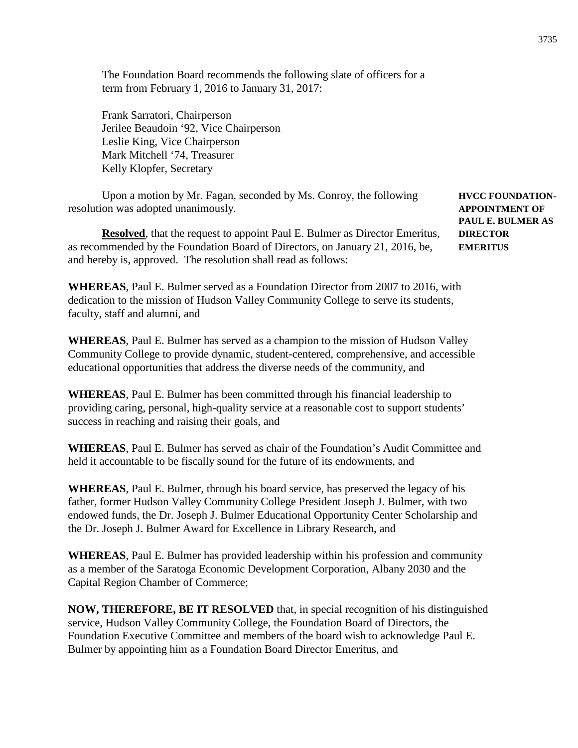The Foundation Board recommends the following slate of officers for a term from February 1, 2016 to January 31, 2017:

Frank Sarratori, Chairperson
Jerilee Beaudoin '92, Vice Chairperson
Leslie King, Vice Chairperson
Mark Mitchell '74, Treasurer
Kelly Klopfer, Secretary

**HVCC FOUNDATION-APPOINTMENT OF PAUL E. BULMER AS DIRECTOR EMERITUS**

Upon a motion by Mr. Fagan, seconded by Ms. Conroy, the following resolution was adopted unanimously.

**Resolved**, that the request to appoint Paul E. Bulmer as Director Emeritus, as recommended by the Foundation Board of Directors, on January 21, 2016, be, and hereby is, approved. The resolution shall read as follows:

**WHEREAS**, Paul E. Bulmer served as a Foundation Director from 2007 to 2016, with dedication to the mission of Hudson Valley Community College to serve its students, faculty, staff and alumni, and

**WHEREAS**, Paul E. Bulmer has served as a champion to the mission of Hudson Valley Community College to provide dynamic, student-centered, comprehensive, and accessible educational opportunities that address the diverse needs of the community, and

**WHEREAS**, Paul E. Bulmer has been committed through his financial leadership to providing caring, personal, high-quality service at a reasonable cost to support students' success in reaching and raising their goals, and

**WHEREAS**, Paul E. Bulmer has served as chair of the Foundation's Audit Committee and held it accountable to be fiscally sound for the future of its endowments, and

**WHEREAS**, Paul E. Bulmer, through his board service, has preserved the legacy of his father, former Hudson Valley Community College President Joseph J. Bulmer, with two endowed funds, the Dr. Joseph J. Bulmer Educational Opportunity Center Scholarship and the Dr. Joseph J. Bulmer Award for Excellence in Library Research, and

**WHEREAS**, Paul E. Bulmer has provided leadership within his profession and community as a member of the Saratoga Economic Development Corporation, Albany 2030 and the Capital Region Chamber of Commerce;

**NOW, THEREFORE, BE IT RESOLVED** that, in special recognition of his distinguished service, Hudson Valley Community College, the Foundation Board of Directors, the Foundation Executive Committee and members of the board wish to acknowledge Paul E. Bulmer by appointing him as a Foundation Board Director Emeritus, and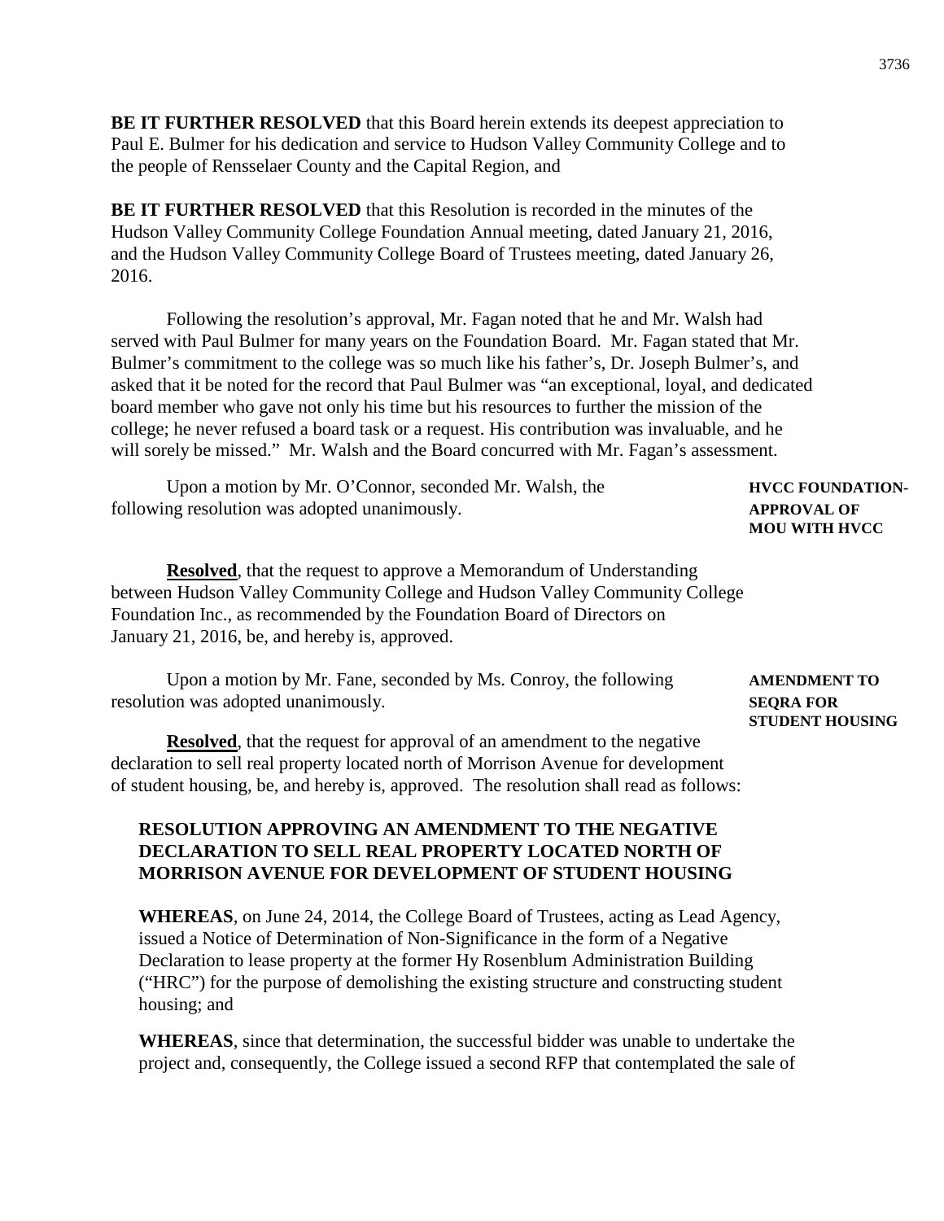**BE IT FURTHER RESOLVED** that this Board herein extends its deepest appreciation to Paul E. Bulmer for his dedication and service to Hudson Valley Community College and to the people of Rensselaer County and the Capital Region, and

**BE IT FURTHER RESOLVED** that this Resolution is recorded in the minutes of the Hudson Valley Community College Foundation Annual meeting, dated January 21, 2016, and the Hudson Valley Community College Board of Trustees meeting, dated January 26, 2016.

Following the resolution's approval, Mr. Fagan noted that he and Mr. Walsh had served with Paul Bulmer for many years on the Foundation Board. Mr. Fagan stated that Mr. Bulmer's commitment to the college was so much like his father's, Dr. Joseph Bulmer's, and asked that it be noted for the record that Paul Bulmer was "an exceptional, loyal, and dedicated board member who gave not only his time but his resources to further the mission of the college; he never refused a board task or a request. His contribution was invaluable, and he will sorely be missed." Mr. Walsh and the Board concurred with Mr. Fagan's assessment.

**HVCC FOUNDATION-APPROVAL OF MOU WITH HVCC**

Upon a motion by Mr. O'Connor, seconded Mr. Walsh, the following resolution was adopted unanimously.

**Resolved**, that the request to approve a Memorandum of Understanding between Hudson Valley Community College and Hudson Valley Community College Foundation Inc., as recommended by the Foundation Board of Directors on January 21, 2016, be, and hereby is, approved.

**AMENDMENT TO SEQRA FOR STUDENT HOUSING**

Upon a motion by Mr. Fane, seconded by Ms. Conroy, the following resolution was adopted unanimously.

**Resolved**, that the request for approval of an amendment to the negative declaration to sell real property located north of Morrison Avenue for development of student housing, be, and hereby is, approved. The resolution shall read as follows:

**RESOLUTION APPROVING AN AMENDMENT TO THE NEGATIVE DECLARATION TO SELL REAL PROPERTY LOCATED NORTH OF MORRISON AVENUE FOR DEVELOPMENT OF STUDENT HOUSING**

**WHEREAS**, on June 24, 2014, the College Board of Trustees, acting as Lead Agency, issued a Notice of Determination of Non-Significance in the form of a Negative Declaration to lease property at the former Hy Rosenblum Administration Building ("HRC") for the purpose of demolishing the existing structure and constructing student housing; and

**WHEREAS**, since that determination, the successful bidder was unable to undertake the project and, consequently, the College issued a second RFP that contemplated the sale of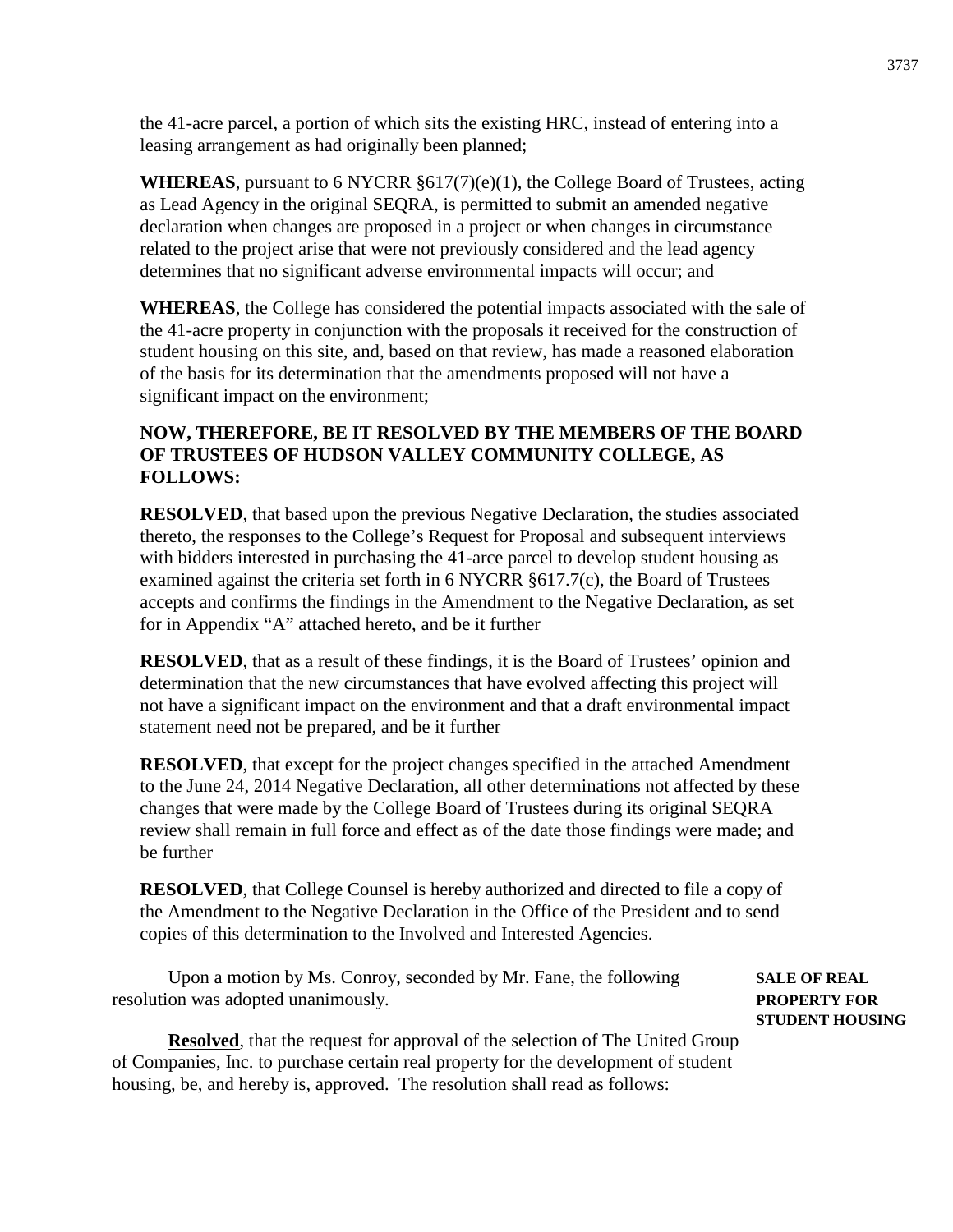the 41-acre parcel, a portion of which sits the existing HRC, instead of entering into a leasing arrangement as had originally been planned;

**WHEREAS**, pursuant to 6 NYCRR §617(7)(e)(1), the College Board of Trustees, acting as Lead Agency in the original SEQRA, is permitted to submit an amended negative declaration when changes are proposed in a project or when changes in circumstance related to the project arise that were not previously considered and the lead agency determines that no significant adverse environmental impacts will occur; and

**WHEREAS**, the College has considered the potential impacts associated with the sale of the 41-acre property in conjunction with the proposals it received for the construction of student housing on this site, and, based on that review, has made a reasoned elaboration of the basis for its determination that the amendments proposed will not have a significant impact on the environment;

**NOW, THEREFORE, BE IT RESOLVED BY THE MEMBERS OF THE BOARD OF TRUSTEES OF HUDSON VALLEY COMMUNITY COLLEGE, AS FOLLOWS:**

**RESOLVED**, that based upon the previous Negative Declaration, the studies associated thereto, the responses to the College's Request for Proposal and subsequent interviews with bidders interested in purchasing the 41-arce parcel to develop student housing as examined against the criteria set forth in 6 NYCRR §617.7(c), the Board of Trustees accepts and confirms the findings in the Amendment to the Negative Declaration, as set for in Appendix "A" attached hereto, and be it further

**RESOLVED**, that as a result of these findings, it is the Board of Trustees' opinion and determination that the new circumstances that have evolved affecting this project will not have a significant impact on the environment and that a draft environmental impact statement need not be prepared, and be it further

**RESOLVED**, that except for the project changes specified in the attached Amendment to the June 24, 2014 Negative Declaration, all other determinations not affected by these changes that were made by the College Board of Trustees during its original SEQRA review shall remain in full force and effect as of the date those findings were made; and be further

**RESOLVED**, that College Counsel is hereby authorized and directed to file a copy of the Amendment to the Negative Declaration in the Office of the President and to send copies of this determination to the Involved and Interested Agencies.

**SALE OF REAL PROPERTY FOR STUDENT HOUSING**

Upon a motion by Ms. Conroy, seconded by Mr. Fane, the following resolution was adopted unanimously.

**Resolved**, that the request for approval of the selection of The United Group of Companies, Inc. to purchase certain real property for the development of student housing, be, and hereby is, approved. The resolution shall read as follows: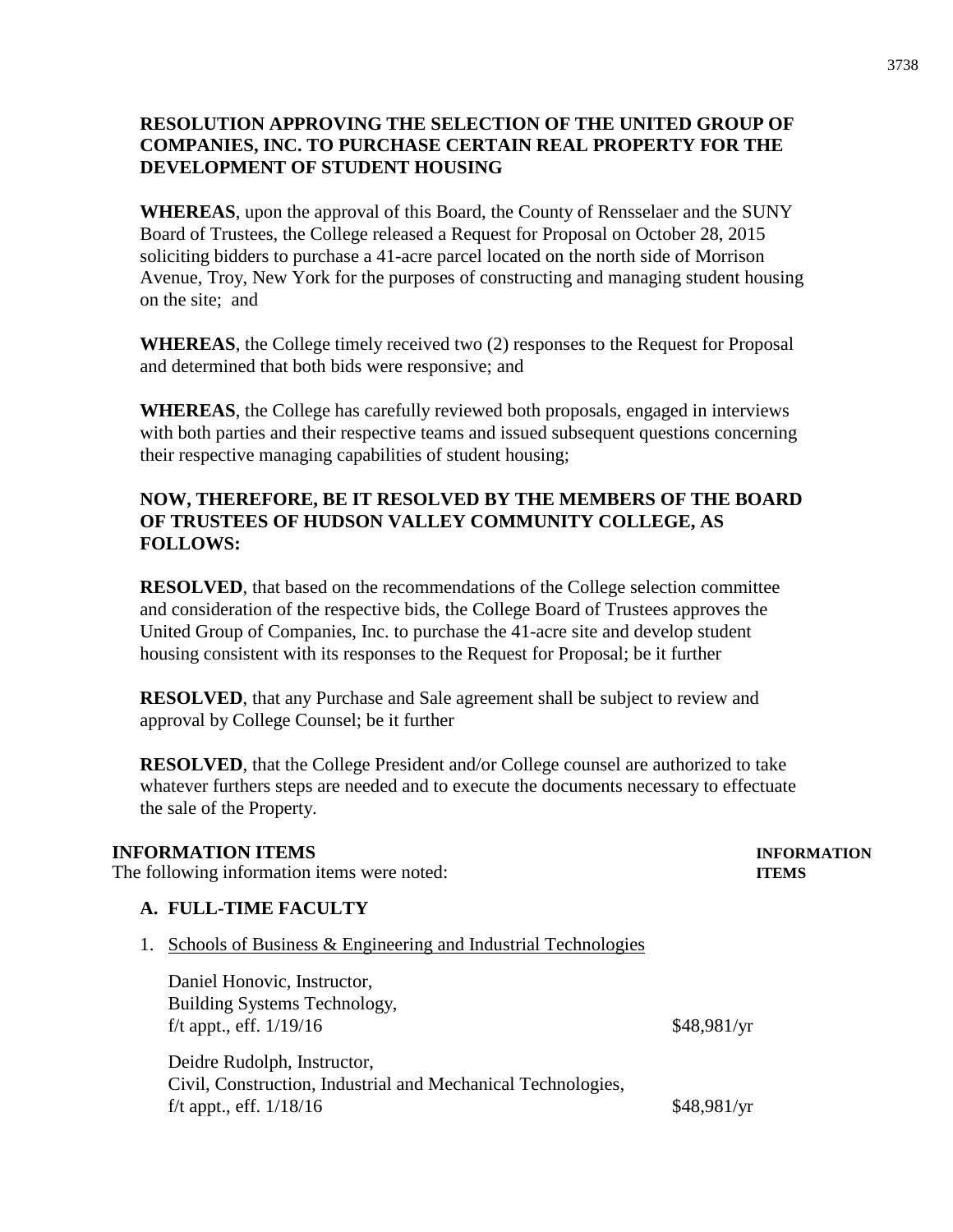**RESOLUTION APPROVING THE SELECTION OF THE UNITED GROUP OF COMPANIES, INC. TO PURCHASE CERTAIN REAL PROPERTY FOR THE DEVELOPMENT OF STUDENT HOUSING**

**WHEREAS**, upon the approval of this Board, the County of Rensselaer and the SUNY Board of Trustees, the College released a Request for Proposal on October 28, 2015 soliciting bidders to purchase a 41-acre parcel located on the north side of Morrison Avenue, Troy, New York for the purposes of constructing and managing student housing on the site; and

**WHEREAS**, the College timely received two (2) responses to the Request for Proposal and determined that both bids were responsive; and

**WHEREAS**, the College has carefully reviewed both proposals, engaged in interviews with both parties and their respective teams and issued subsequent questions concerning their respective managing capabilities of student housing;

**NOW, THEREFORE, BE IT RESOLVED BY THE MEMBERS OF THE BOARD OF TRUSTEES OF HUDSON VALLEY COMMUNITY COLLEGE, AS FOLLOWS:**

**RESOLVED**, that based on the recommendations of the College selection committee and consideration of the respective bids, the College Board of Trustees approves the United Group of Companies, Inc. to purchase the 41-acre site and develop student housing consistent with its responses to the Request for Proposal; be it further

**RESOLVED**, that any Purchase and Sale agreement shall be subject to review and approval by College Counsel; be it further

**RESOLVED**, that the College President and/or College counsel are authorized to take whatever furthers steps are needed and to execute the documents necessary to effectuate the sale of the Property.

**INFORMATION ITEMS** **INFORMATION ITEMS**

The following information items were noted:

**A. FULL-TIME FACULTY**

1. Schools of Business & Engineering and Industrial Technologies

   Daniel Honovic, Instructor,
   Building Systems Technology,
   f/t appt., eff. 1/19/16 — $48,981/yr

   Deidre Rudolph, Instructor,
   Civil, Construction, Industrial and Mechanical Technologies,
   f/t appt., eff. 1/18/16 — $48,981/yr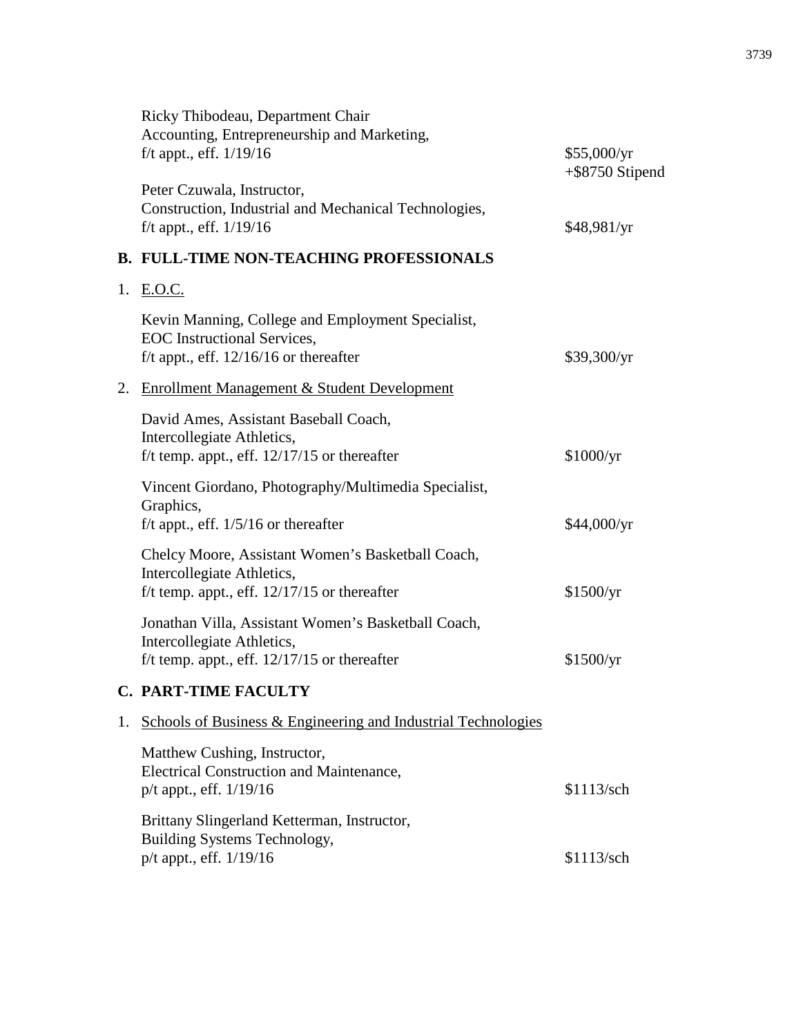Ricky Thibodeau, Department Chair
Accounting, Entrepreneurship and Marketing,
f/t appt., eff. 1/19/16 — $55,000/yr +$8750 Stipend

Peter Czuwala, Instructor,
Construction, Industrial and Mechanical Technologies,
f/t appt., eff. 1/19/16 — $48,981/yr

## B. FULL-TIME NON-TEACHING PROFESSIONALS

1. E.O.C.

Kevin Manning, College and Employment Specialist,
EOC Instructional Services,
f/t appt., eff. 12/16/16 or thereafter — $39,300/yr

2. Enrollment Management & Student Development

David Ames, Assistant Baseball Coach,
Intercollegiate Athletics,
f/t temp. appt., eff. 12/17/15 or thereafter — $1000/yr

Vincent Giordano, Photography/Multimedia Specialist,
Graphics,
f/t appt., eff. 1/5/16 or thereafter — $44,000/yr

Chelcy Moore, Assistant Women's Basketball Coach,
Intercollegiate Athletics,
f/t temp. appt., eff. 12/17/15 or thereafter — $1500/yr

Jonathan Villa, Assistant Women's Basketball Coach,
Intercollegiate Athletics,
f/t temp. appt., eff. 12/17/15 or thereafter — $1500/yr

## C. PART-TIME FACULTY

1. Schools of Business & Engineering and Industrial Technologies

Matthew Cushing, Instructor,
Electrical Construction and Maintenance,
p/t appt., eff. 1/19/16 — $1113/sch

Brittany Slingerland Ketterman, Instructor,
Building Systems Technology,
p/t appt., eff. 1/19/16 — $1113/sch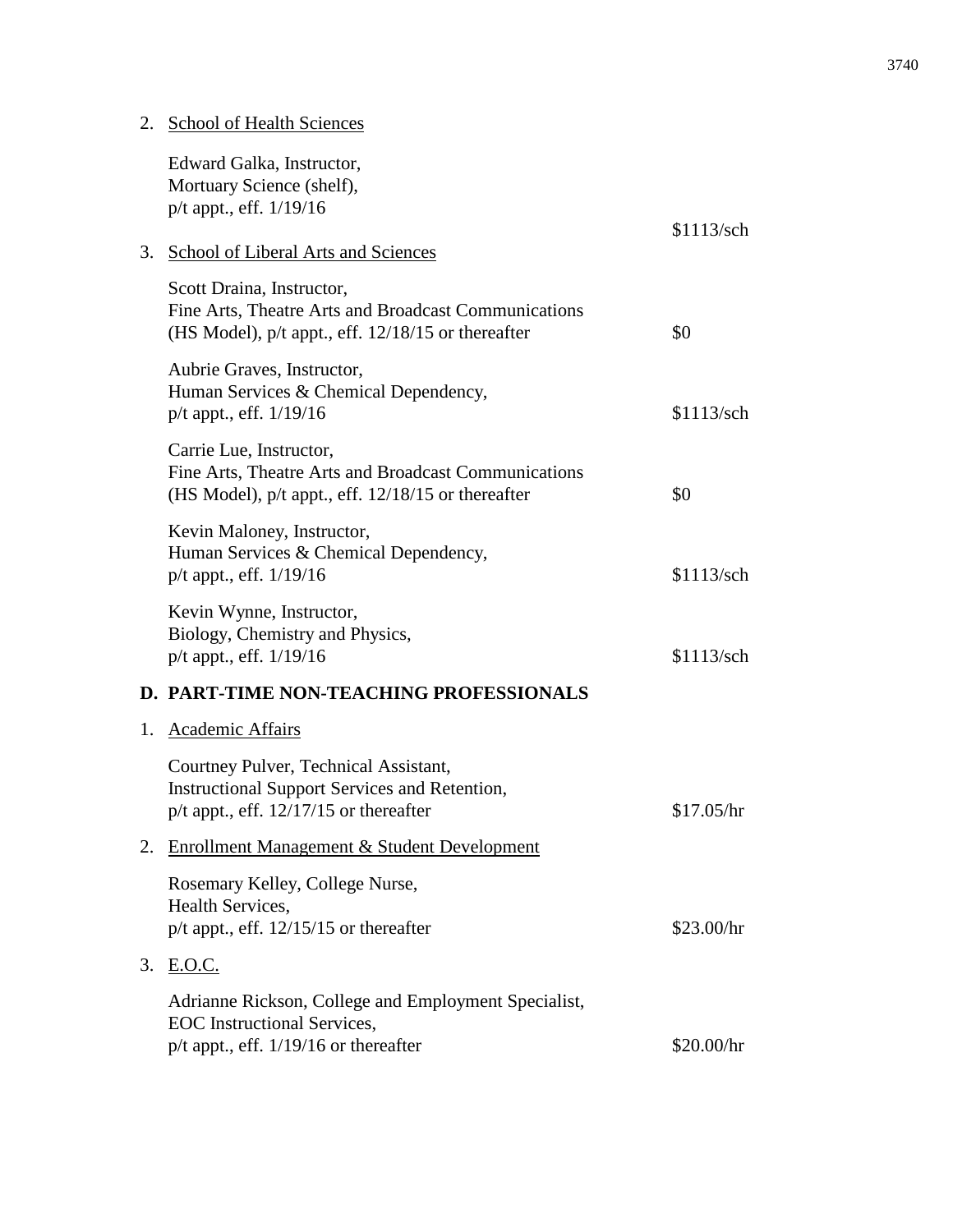2. School of Health Sciences

   Edward Galka, Instructor,
   Mortuary Science (shelf),
   p/t appt., eff. 1/19/16 — $1113/sch

3. School of Liberal Arts and Sciences

   Scott Draina, Instructor,
   Fine Arts, Theatre Arts and Broadcast Communications
   (HS Model), p/t appt., eff. 12/18/15 or thereafter — $0

   Aubrie Graves, Instructor,
   Human Services & Chemical Dependency,
   p/t appt., eff. 1/19/16 — $1113/sch

   Carrie Lue, Instructor,
   Fine Arts, Theatre Arts and Broadcast Communications
   (HS Model), p/t appt., eff. 12/18/15 or thereafter — $0

   Kevin Maloney, Instructor,
   Human Services & Chemical Dependency,
   p/t appt., eff. 1/19/16 — $1113/sch

   Kevin Wynne, Instructor,
   Biology, Chemistry and Physics,
   p/t appt., eff. 1/19/16 — $1113/sch

**D. PART-TIME NON-TEACHING PROFESSIONALS**

1. Academic Affairs

   Courtney Pulver, Technical Assistant,
   Instructional Support Services and Retention,
   p/t appt., eff. 12/17/15 or thereafter — $17.05/hr

2. Enrollment Management & Student Development

   Rosemary Kelley, College Nurse,
   Health Services,
   p/t appt., eff. 12/15/15 or thereafter — $23.00/hr

3. E.O.C.

   Adrianne Rickson, College and Employment Specialist,
   EOC Instructional Services,
   p/t appt., eff. 1/19/16 or thereafter — $20.00/hr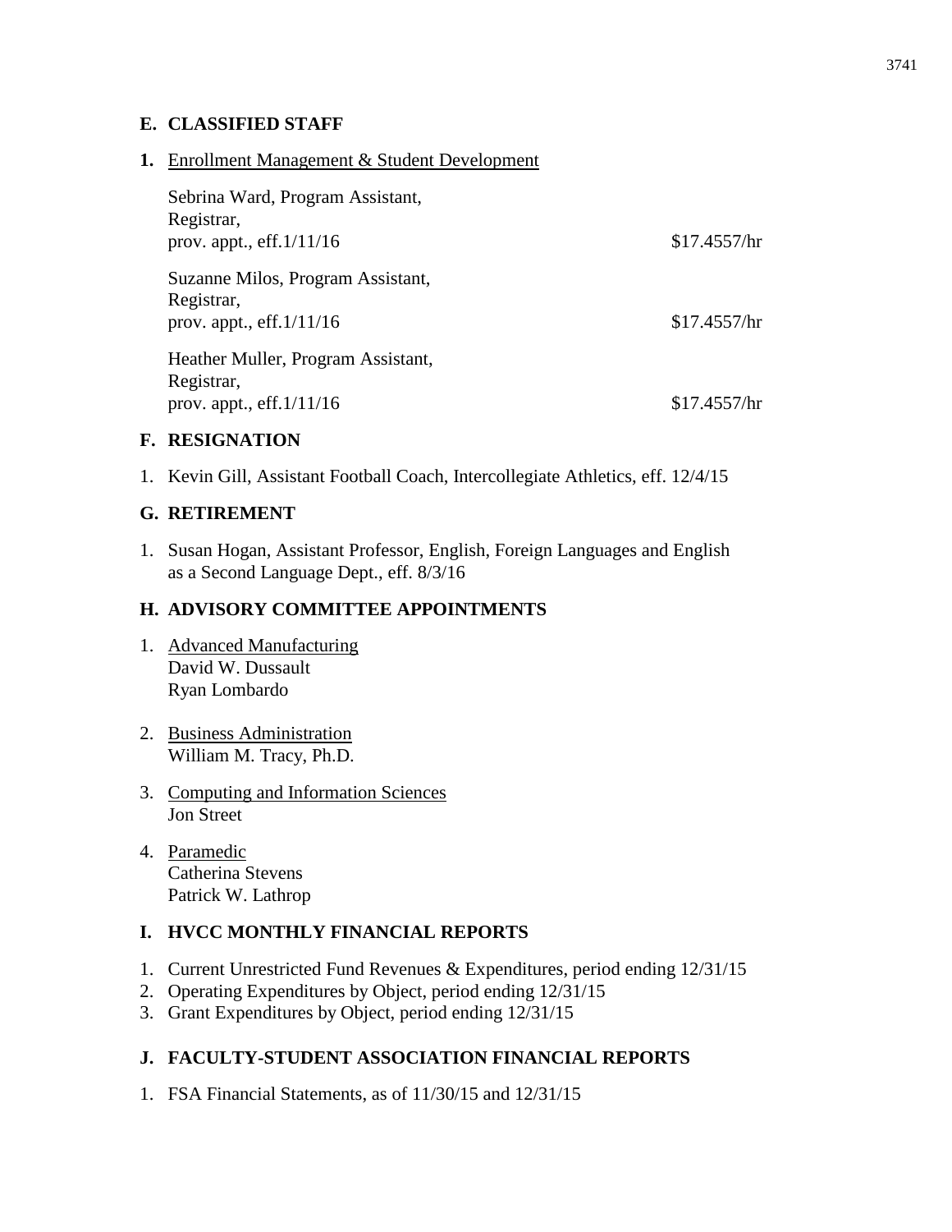## E. CLASSIFIED STAFF

**1.** Enrollment Management & Student Development

| | |
|---|---|
| Sebrina Ward, Program Assistant, Registrar, prov. appt., eff.1/11/16 | $17.4557/hr |
| Suzanne Milos, Program Assistant, Registrar, prov. appt., eff.1/11/16 | $17.4557/hr |
| Heather Muller, Program Assistant, Registrar, prov. appt., eff.1/11/16 | $17.4557/hr |

## F. RESIGNATION

1. Kevin Gill, Assistant Football Coach, Intercollegiate Athletics, eff. 12/4/15

## G. RETIREMENT

1. Susan Hogan, Assistant Professor, English, Foreign Languages and English as a Second Language Dept., eff. 8/3/16

## H. ADVISORY COMMITTEE APPOINTMENTS

1. Advanced Manufacturing
   David W. Dussault
   Ryan Lombardo

2. Business Administration
   William M. Tracy, Ph.D.

3. Computing and Information Sciences
   Jon Street

4. Paramedic
   Catherina Stevens
   Patrick W. Lathrop

## I. HVCC MONTHLY FINANCIAL REPORTS

1. Current Unrestricted Fund Revenues & Expenditures, period ending 12/31/15
2. Operating Expenditures by Object, period ending 12/31/15
3. Grant Expenditures by Object, period ending 12/31/15

## J. FACULTY-STUDENT ASSOCIATION FINANCIAL REPORTS

1. FSA Financial Statements, as of 11/30/15 and 12/31/15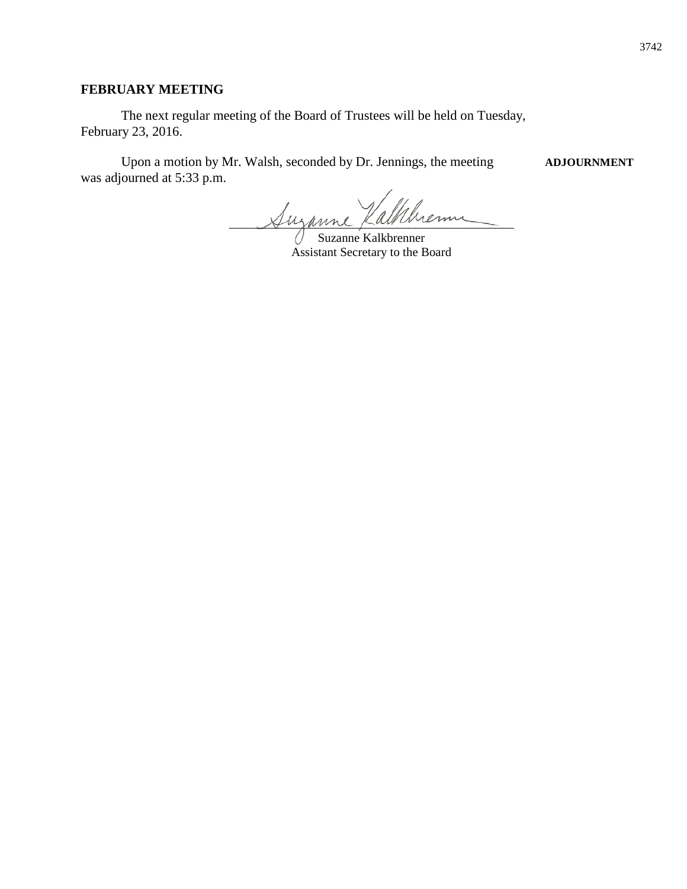## FEBRUARY MEETING

The next regular meeting of the Board of Trustees will be held on Tuesday, February 23, 2016.

**ADJOURNMENT**

Upon a motion by Mr. Walsh, seconded by Dr. Jennings, the meeting was adjourned at 5:33 p.m.

Suzanne Kalkbrenner
Assistant Secretary to the Board